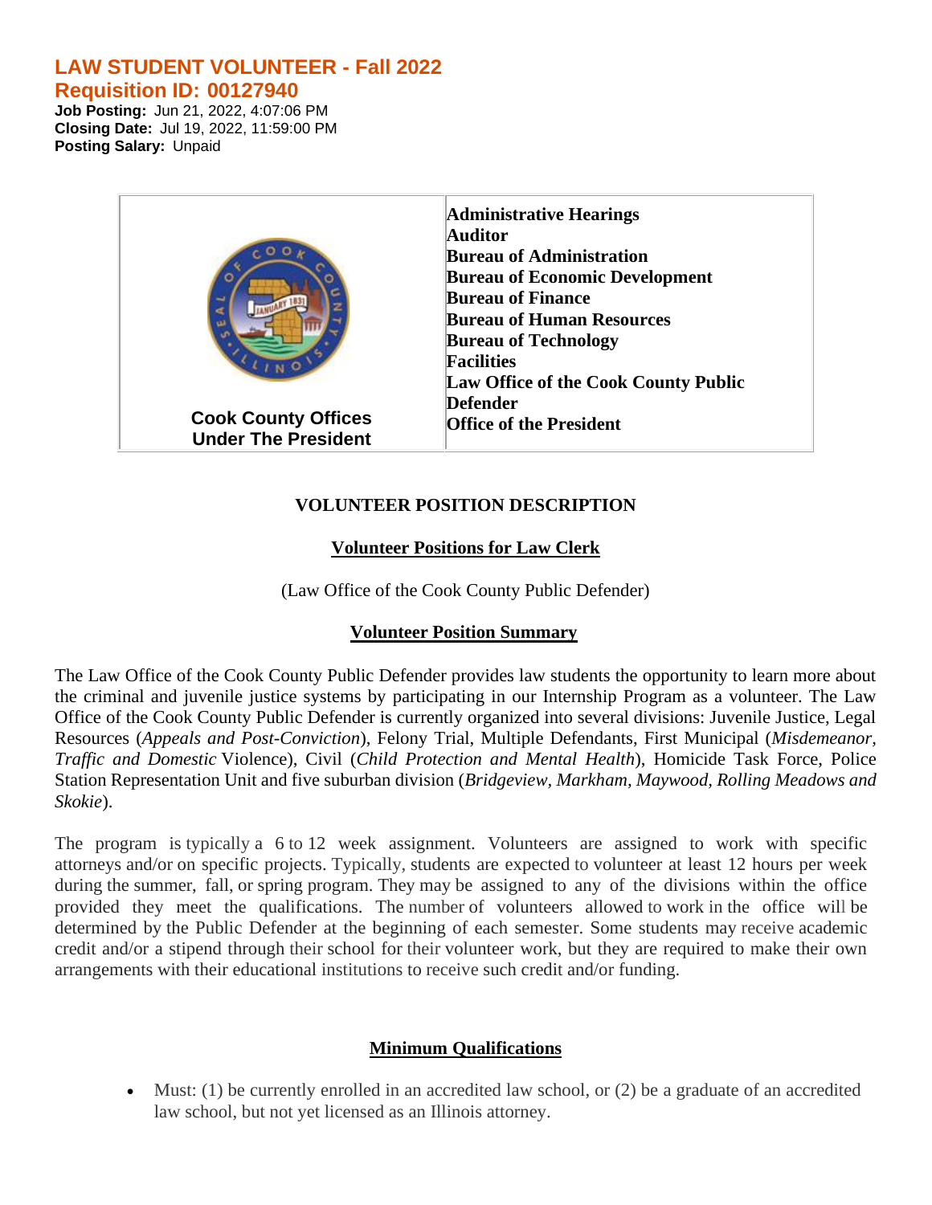# LAW STUDENT VOLUNTEER - Fall 2022

## Requisition ID: 00127940

**Job Posting:** Jun 21, 2022, 4:07:06 PM
**Closing Date:** Jul 19, 2022, 11:59:00 PM
**Posting Salary:** Unpaid

| Cook County Offices Under The President | **Administrative Hearings**<br>**Auditor**<br>**Bureau of Administration**<br>**Bureau of Economic Development**<br>**Bureau of Finance**<br>**Bureau of Human Resources**<br>**Bureau of Technology**<br>**Facilities**<br>**Law Office of the Cook County Public Defender**<br>**Office of the President** |
|---|---|

**VOLUNTEER POSITION DESCRIPTION**

**Volunteer Positions for Law Clerk**

(Law Office of the Cook County Public Defender)

**Volunteer Position Summary**

The Law Office of the Cook County Public Defender provides law students the opportunity to learn more about the criminal and juvenile justice systems by participating in our Internship Program as a volunteer. The Law Office of the Cook County Public Defender is currently organized into several divisions: Juvenile Justice, Legal Resources (*Appeals and Post-Conviction*), Felony Trial, Multiple Defendants, First Municipal (*Misdemeanor, Traffic and Domestic* Violence), Civil (*Child Protection and Mental Health*), Homicide Task Force, Police Station Representation Unit and five suburban division (*Bridgeview, Markham, Maywood, Rolling Meadows and Skokie*).

The program is typically a 6 to 12 week assignment. Volunteers are assigned to work with specific attorneys and/or on specific projects. Typically, students are expected to volunteer at least 12 hours per week during the summer, fall, or spring program. They may be assigned to any of the divisions within the office provided they meet the qualifications. The number of volunteers allowed to work in the office will be determined by the Public Defender at the beginning of each semester. Some students may receive academic credit and/or a stipend through their school for their volunteer work, but they are required to make their own arrangements with their educational institutions to receive such credit and/or funding.

**Minimum Qualifications**

- Must: (1) be currently enrolled in an accredited law school, or (2) be a graduate of an accredited law school, but not yet licensed as an Illinois attorney.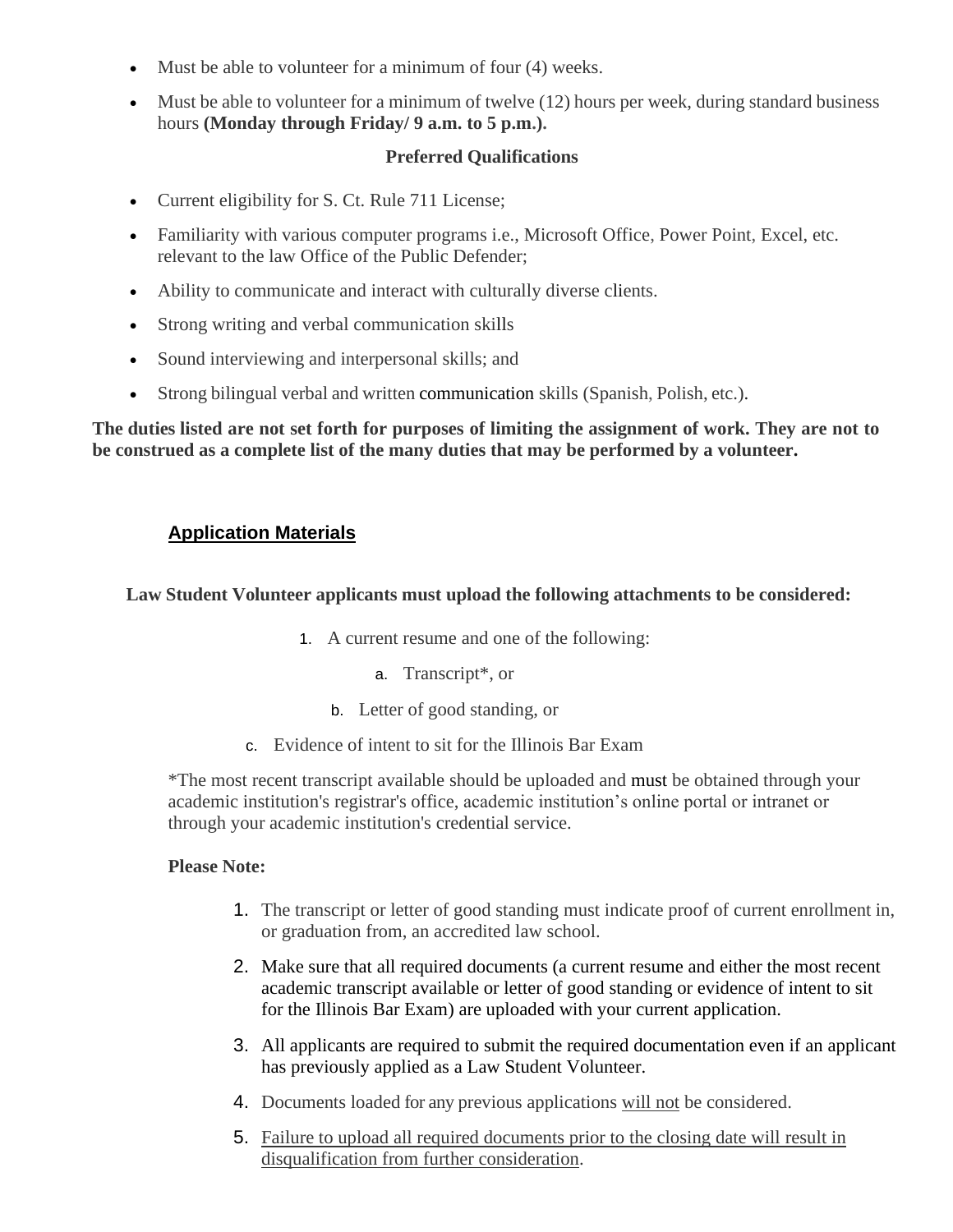- Must be able to volunteer for a minimum of four (4) weeks.
- Must be able to volunteer for a minimum of twelve (12) hours per week, during standard business hours **(Monday through Friday/ 9 a.m. to 5 p.m.).**

**Preferred Qualifications**

- Current eligibility for S. Ct. Rule 711 License;
- Familiarity with various computer programs i.e., Microsoft Office, Power Point, Excel, etc. relevant to the law Office of the Public Defender;
- Ability to communicate and interact with culturally diverse clients.
- Strong writing and verbal communication skills
- Sound interviewing and interpersonal skills; and
- Strong bilingual verbal and written communication skills (Spanish, Polish, etc.).

**The duties listed are not set forth for purposes of limiting the assignment of work. They are not to be construed as a complete list of the many duties that may be performed by a volunteer.**

## Application Materials

**Law Student Volunteer applicants must upload the following attachments to be considered:**

1. A current resume and one of the following:
   a. Transcript*, or
   b. Letter of good standing, or
   c. Evidence of intent to sit for the Illinois Bar Exam

*The most recent transcript available should be uploaded and must be obtained through your academic institution's registrar's office, academic institution's online portal or intranet or through your academic institution's credential service.

**Please Note:**

1. The transcript or letter of good standing must indicate proof of current enrollment in, or graduation from, an accredited law school.
2. Make sure that all required documents (a current resume and either the most recent academic transcript available or letter of good standing or evidence of intent to sit for the Illinois Bar Exam) are uploaded with your current application.
3. All applicants are required to submit the required documentation even if an applicant has previously applied as a Law Student Volunteer.
4. Documents loaded for any previous applications will not be considered.
5. Failure to upload all required documents prior to the closing date will result in disqualification from further consideration.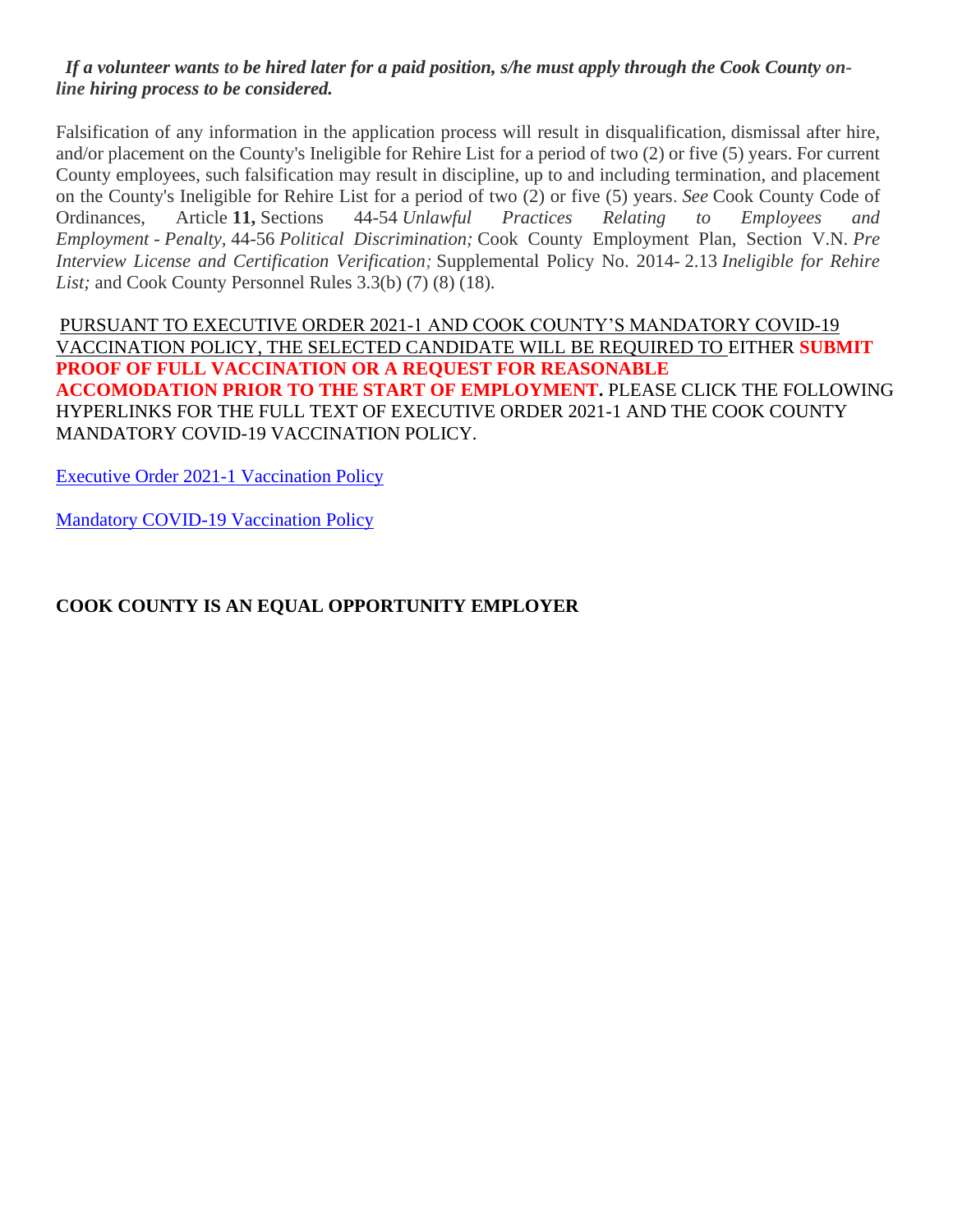***If a volunteer wants to be hired later for a paid position, s/he must apply through the Cook County on-line hiring process to be considered.***

Falsification of any information in the application process will result in disqualification, dismissal after hire, and/or placement on the County's Ineligible for Rehire List for a period of two (2) or five (5) years. For current County employees, such falsification may result in discipline, up to and including termination, and placement on the County's Ineligible for Rehire List for a period of two (2) or five (5) years. *See* Cook County Code of Ordinances, Article **11,** Sections 44-54 *Unlawful Practices Relating to Employees and Employment - Penalty*, 44-56 *Political Discrimination;* Cook County Employment Plan, Section V.N. *Pre Interview License and Certification Verification;* Supplemental Policy No. 2014- 2.13 *Ineligible for Rehire List;* and Cook County Personnel Rules 3.3(b) (7) (8) (18).

PURSUANT TO EXECUTIVE ORDER 2021-1 AND COOK COUNTY'S MANDATORY COVID-19 VACCINATION POLICY, THE SELECTED CANDIDATE WILL BE REQUIRED TO EITHER **SUBMIT PROOF OF FULL VACCINATION OR A REQUEST FOR REASONABLE ACCOMODATION PRIOR TO THE START OF EMPLOYMENT.** PLEASE CLICK THE FOLLOWING HYPERLINKS FOR THE FULL TEXT OF EXECUTIVE ORDER 2021-1 AND THE COOK COUNTY MANDATORY COVID-19 VACCINATION POLICY.

Executive Order 2021-1 Vaccination Policy

Mandatory COVID-19 Vaccination Policy

**COOK COUNTY IS AN EQUAL OPPORTUNITY EMPLOYER**